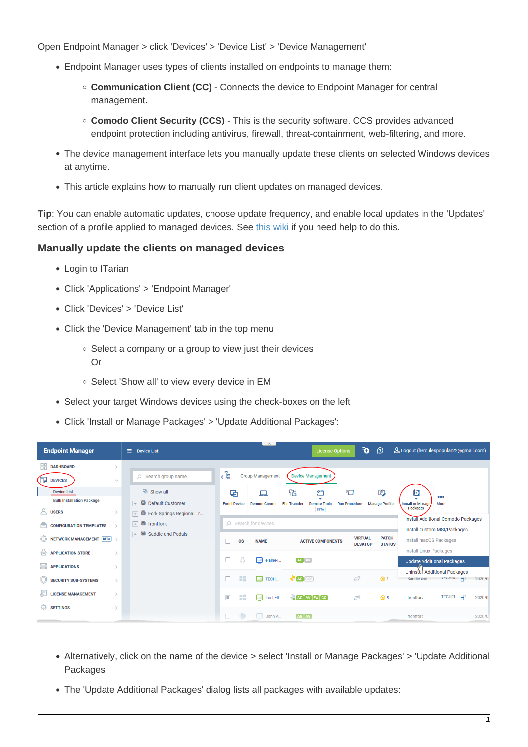Open Endpoint Manager > click 'Devices' > 'Device List' > 'Device Management'

- Endpoint Manager uses types of clients installed on endpoints to manage them:
    - **Communication Client (CC)** - Connects the device to Endpoint Manager for central management.
    - **Comodo Client Security (CCS)** - This is the security software. CCS provides advanced endpoint protection including antivirus, firewall, threat-containment, web-filtering, and more.
- The device management interface lets you manually update these clients on selected Windows devices at anytime.
- This article explains how to manually run client updates on managed devices.

**Tip**: You can enable automatic updates, choose update frequency, and enable local updates in the 'Updates' section of a profile applied to managed devices. See this wiki if you need help to do this.

### Manually update the clients on managed devices

- Login to ITarian
- Click 'Applications' > 'Endpoint Manager'
- Click 'Devices' > 'Device List'
- Click the 'Device Management' tab in the top menu
    - Select a company or a group to view just their devices
      Or
    - Select 'Show all' to view every device in EM
- Select your target Windows devices using the check-boxes on the left
- Click 'Install or Manage Packages' > 'Update Additional Packages':

- Alternatively, click on the name of the device > select 'Install or Manage Packages' > 'Update Additional Packages'
- The 'Update Additional Packages' dialog lists all packages with available updates: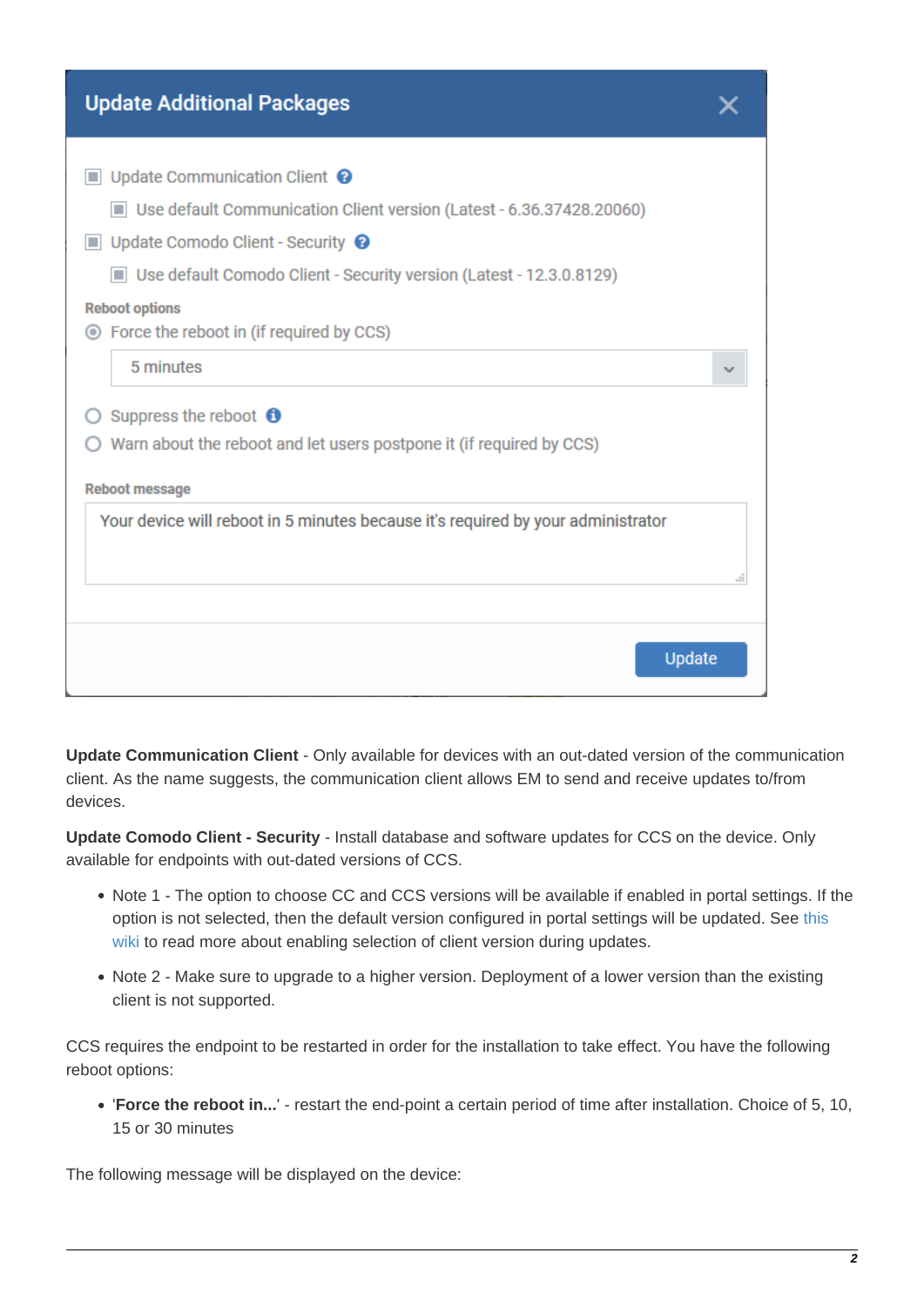**Update Additional Packages**

- [ ] Update Communication Client
  - [ ] Use default Communication Client version (Latest - 6.36.37428.20060)
- [ ] Update Comodo Client - Security
  - [ ] Use default Comodo Client - Security version (Latest - 12.3.0.8129)

**Reboot options**

- (•) Force the reboot in (if required by CCS)
  - 5 minutes
- ( ) Suppress the reboot
- ( ) Warn about the reboot and let users postpone it (if required by CCS)

**Reboot message**

Your device will reboot in 5 minutes because it's required by your administrator

Update

**Update Communication Client** - Only available for devices with an out-dated version of the communication client. As the name suggests, the communication client allows EM to send and receive updates to/from devices.

**Update Comodo Client - Security** - Install database and software updates for CCS on the device. Only available for endpoints with out-dated versions of CCS.

- Note 1 - The option to choose CC and CCS versions will be available if enabled in portal settings. If the option is not selected, then the default version configured in portal settings will be updated. See this wiki to read more about enabling selection of client version during updates.
- Note 2 - Make sure to upgrade to a higher version. Deployment of a lower version than the existing client is not supported.

CCS requires the endpoint to be restarted in order for the installation to take effect. You have the following reboot options:

- '**Force the reboot in...**' - restart the end-point a certain period of time after installation. Choice of 5, 10, 15 or 30 minutes

The following message will be displayed on the device: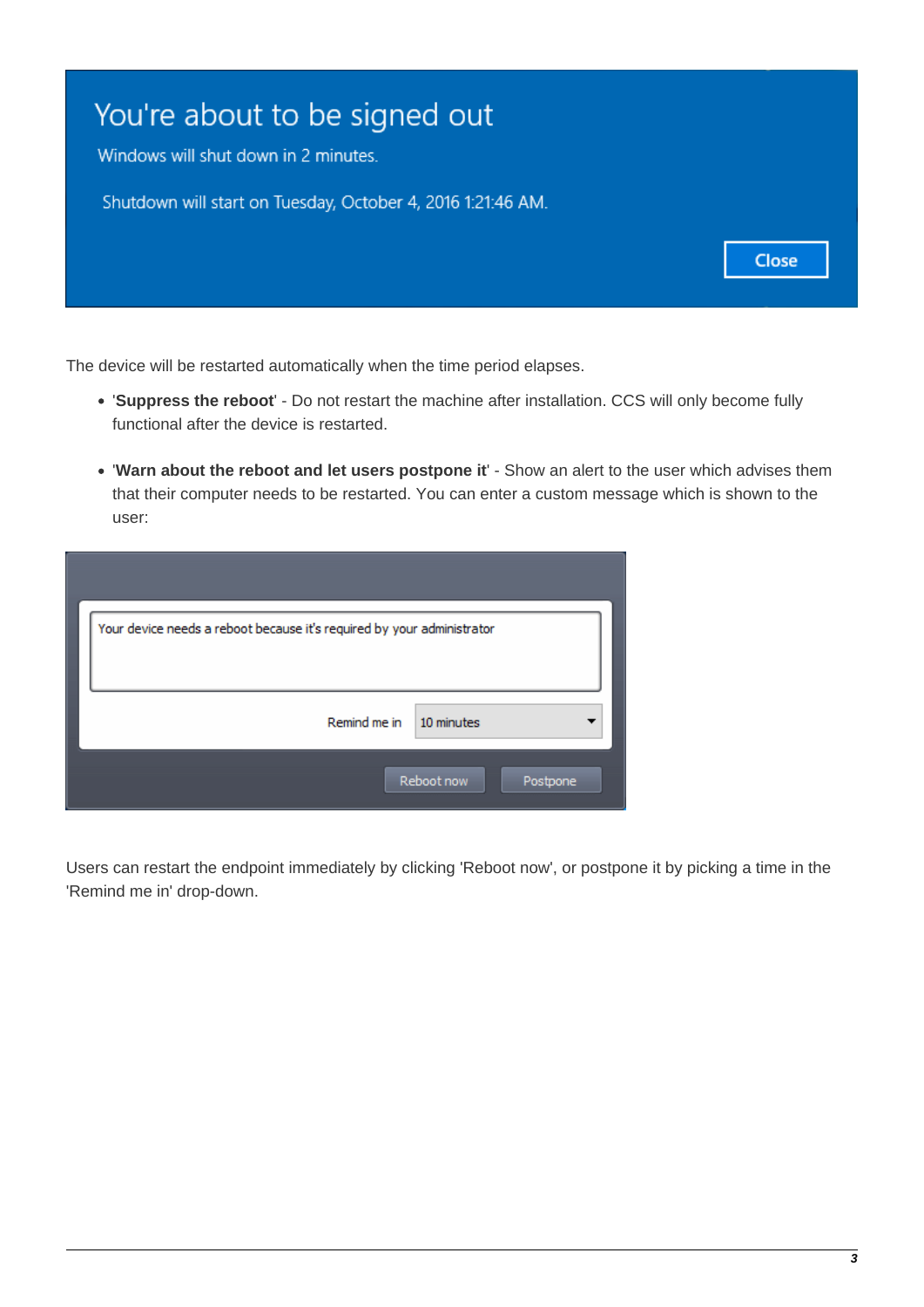The device will be restarted automatically when the time period elapses.

- '**Suppress the reboot**' - Do not restart the machine after installation. CCS will only become fully functional after the device is restarted.

- '**Warn about the reboot and let users postpone it**' - Show an alert to the user which advises them that their computer needs to be restarted. You can enter a custom message which is shown to the user:

Users can restart the endpoint immediately by clicking 'Reboot now', or postpone it by picking a time in the 'Remind me in' drop-down.